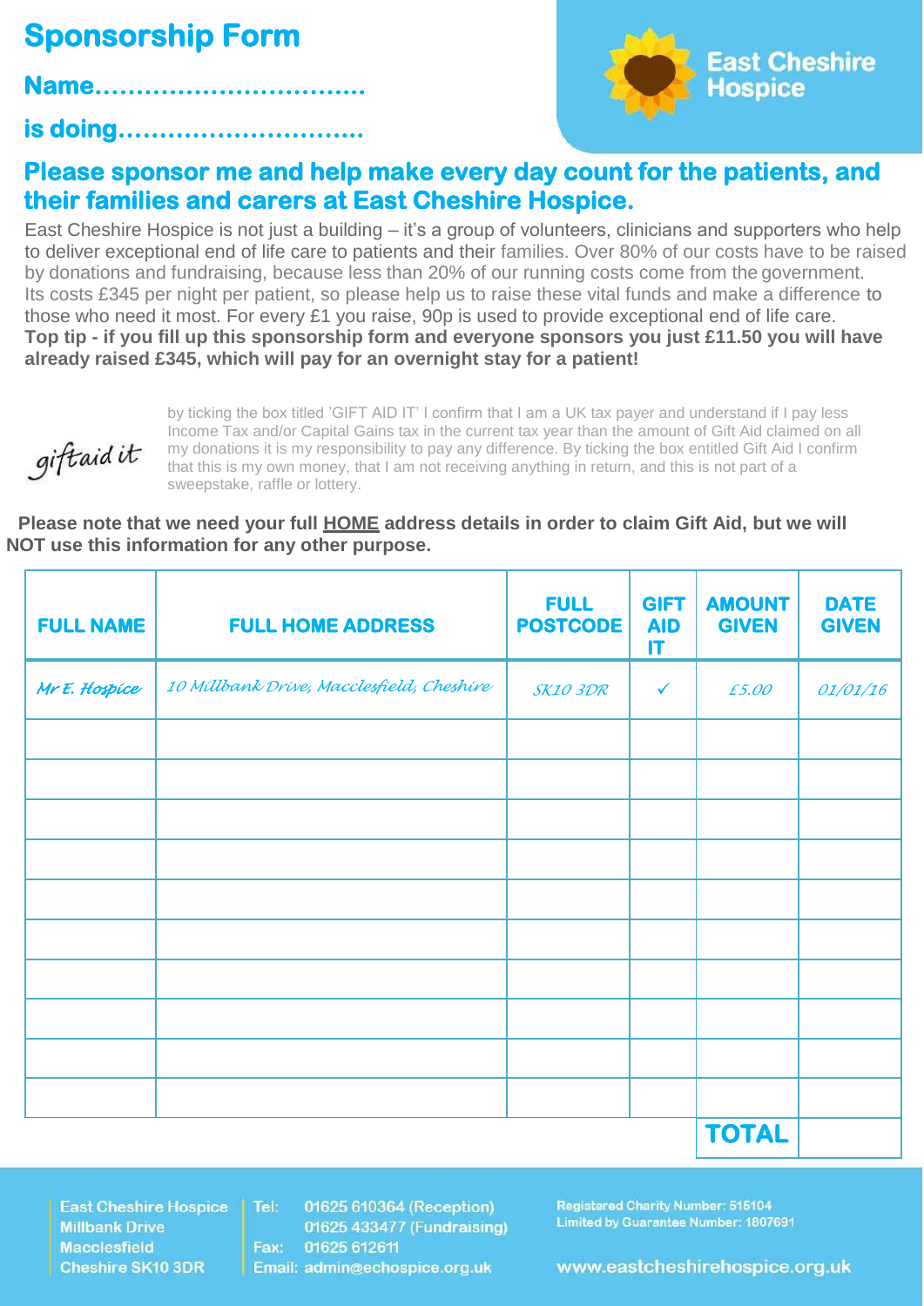# Sponsorship Form

**Name..............................**

**is doing............................**

East Cheshire Hospice

## Please sponsor me and help make every day count for the patients, and their families and carers at East Cheshire Hospice.

East Cheshire Hospice is not just a building – it's a group of volunteers, clinicians and supporters who help to deliver exceptional end of life care to patients and their families. Over 80% of our costs have to be raised by donations and fundraising, because less than 20% of our running costs come from the government. Its costs £345 per night per patient, so please help us to raise these vital funds and make a difference to those who need it most. For every £1 you raise, 90p is used to provide exceptional end of life care.
**Top tip - if you fill up this sponsorship form and everyone sponsors you just £11.50 you will have already raised £345, which will pay for an overnight stay for a patient!**

giftaid it

by ticking the box titled 'GIFT AID IT' I confirm that I am a UK tax payer and understand if I pay less Income Tax and/or Capital Gains tax in the current tax year than the amount of Gift Aid claimed on all my donations it is my responsibility to pay any difference. By ticking the box entitled Gift Aid I confirm that this is my own money, that I am not receiving anything in return, and this is not part of a sweepstake, raffle or lottery.

**Please note that we need your full <u>HOME</u> address details in order to claim Gift Aid, but we will NOT use this information for any other purpose.**

| FULL NAME | FULL HOME ADDRESS | FULL POSTCODE | GIFT AID IT | AMOUNT GIVEN | DATE GIVEN |
|---|---|---|---|---|---|
| *Mr E. Hospice* | *10 Millbank Drive, Macclesfield, Cheshire* | *SK10 3DR* | ✓ | *£5.00* | *01/01/16* |
| | | | | | |
| | | | | | |
| | | | | | |
| | | | | | |
| | | | | | |
| | | | | | |
| | | | | | |
| | | | | | |
| | | | | | |
| | | | | | |
| | | | | **TOTAL** | |

East Cheshire Hospice
Millbank Drive
Macclesfield
Cheshire SK10 3DR

Tel: 01625 610364 (Reception)
01625 433477 (Fundraising)
Fax: 01625 612611
Email: admin@echospice.org.uk

Registered Charity Number: 515104
Limited by Guarantee Number: 1807691

www.eastcheshirehospice.org.uk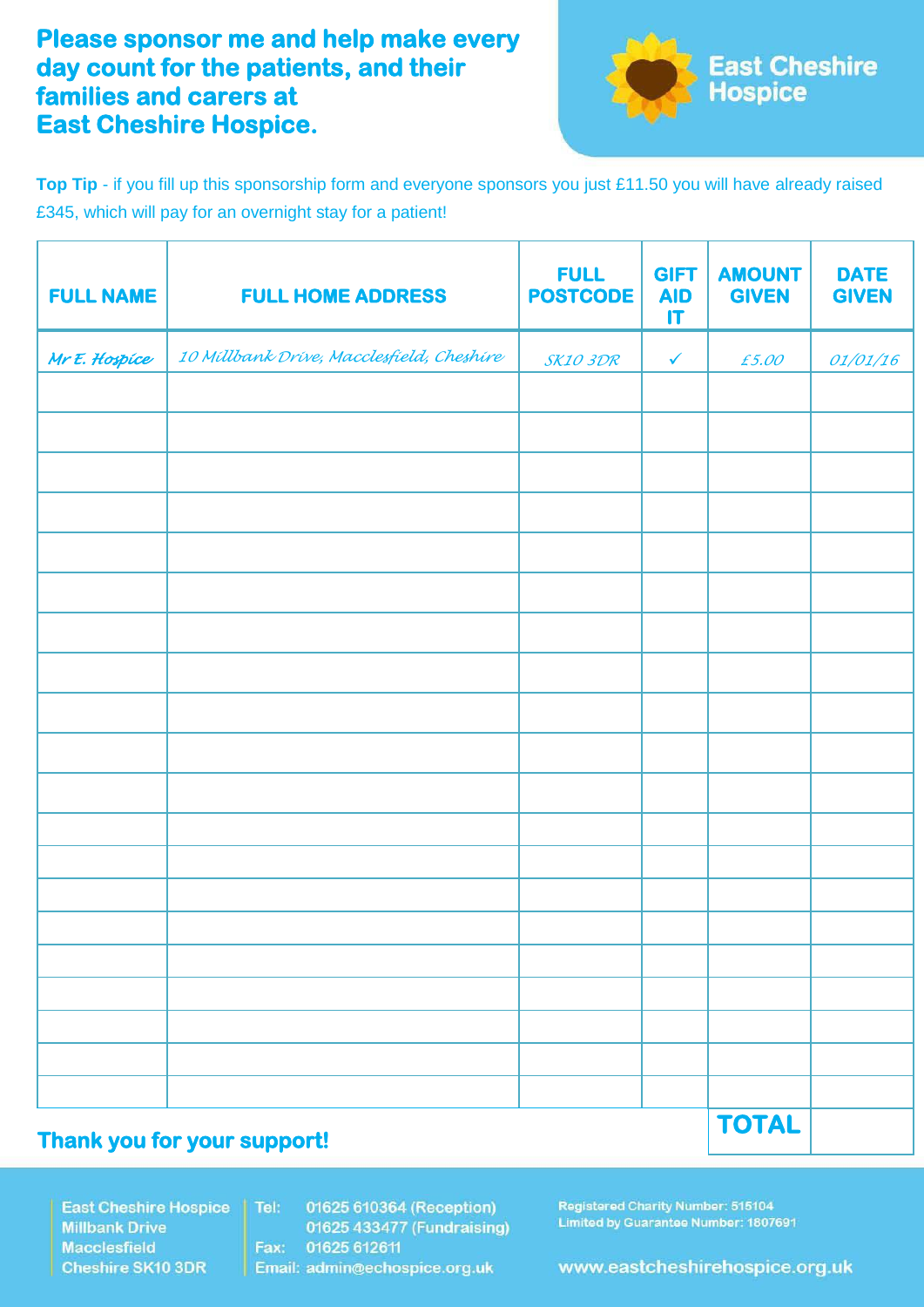# Please sponsor me and help make every day count for the patients, and their families and carers at East Cheshire Hospice.

East Cheshire Hospice

**Top Tip** - if you fill up this sponsorship form and everyone sponsors you just £11.50 you will have already raised £345, which will pay for an overnight stay for a patient!

| FULL NAME | FULL HOME ADDRESS | FULL POSTCODE | GIFT AID IT | AMOUNT GIVEN | DATE GIVEN |
|---|---|---|---|---|---|
| *Mr E. Hospice* | *10 Millbank Drive, Macclesfield, Cheshire* | *SK10 3DR* | ✓ | *£5.00* | *01/01/16* |
| | | | | | |
| | | | | | |
| | | | | | |
| | | | | | |
| | | | | | |
| | | | | | |
| | | | | | |
| | | | | | |
| | | | | | |
| | | | | | |
| | | | | | |
| | | | | | |
| | | | | | |
| | | | | | |
| | | | | | |
| | | | | | |
| | | | | | |
| | | | | | |
| | | | | | |
| | | | | | |
| | | | | | |
| | | | | TOTAL | |

**Thank you for your support!**

East Cheshire Hospice
Millbank Drive
Macclesfield
Cheshire SK10 3DR

Tel: 01625 610364 (Reception)
01625 433477 (Fundraising)
Fax: 01625 612611
Email: admin@echospice.org.uk

Registered Charity Number: 515104
Limited by Guarantee Number: 1807691

www.eastcheshirehospice.org.uk